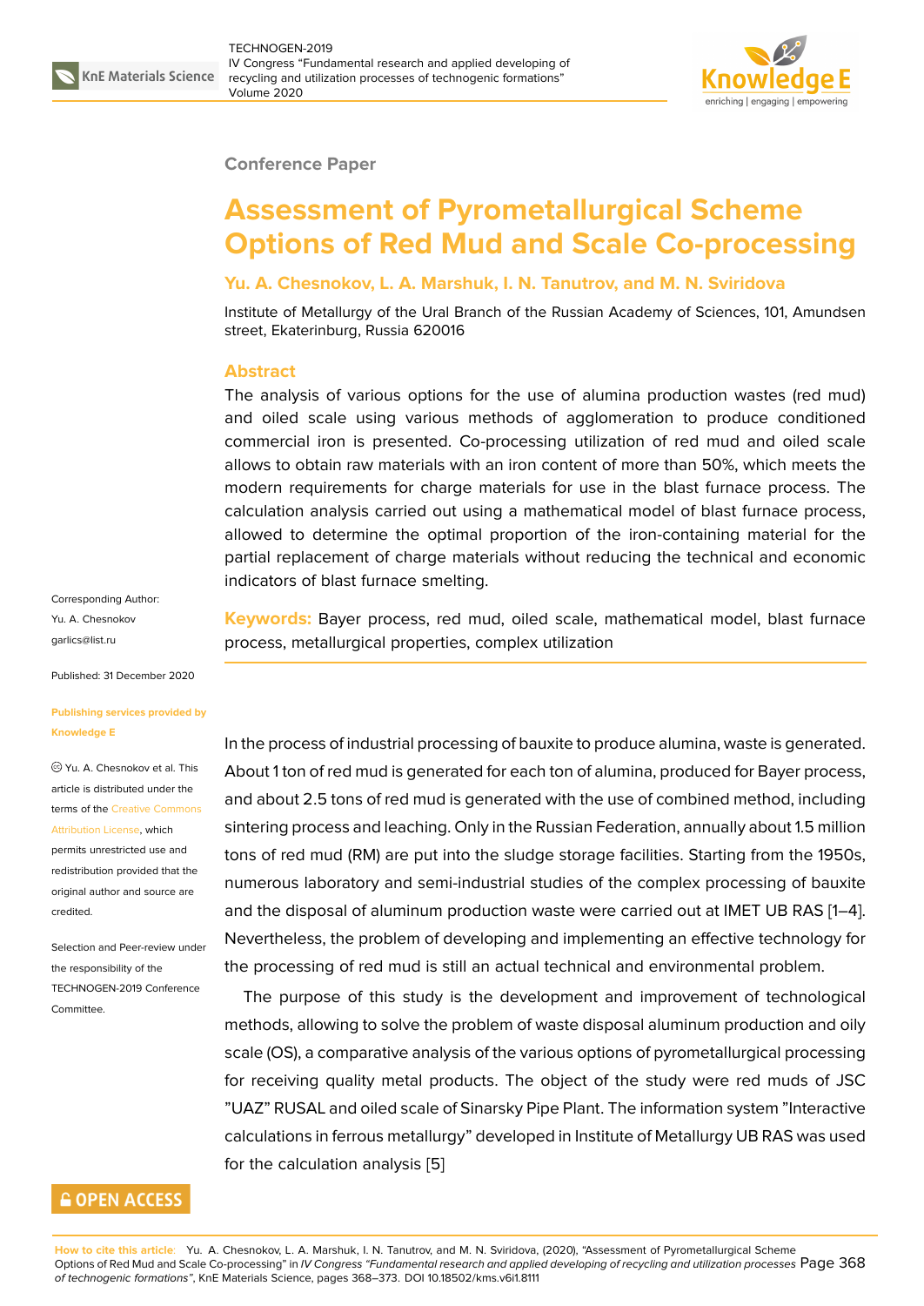Conference Paper

# Assessment of Pyrometallurgical Scheme Options of Red Mud and Scale Co-processing

**Yu. A. Chesnokov, L. A. Marshuk, I. N. Tanutrov, and M. N. Sviridova**

Institute of Metallurgy of the Ural Branch of the Russian Academy of Sciences, 101, Amundsen street, Ekaterinburg, Russia 620016

## Abstract

The analysis of various options for the use of alumina production wastes (red mud) and oiled scale using various methods of agglomeration to produce conditioned commercial iron is presented. Co-processing utilization of red mud and oiled scale allows to obtain raw materials with an iron content of more than 50%, which meets the modern requirements for charge materials for use in the blast furnace process. The calculation analysis carried out using a mathematical model of blast furnace process, allowed to determine the optimal proportion of the iron-containing material for the partial replacement of charge materials without reducing the technical and economic indicators of blast furnace smelting.

**Keywords:** Bayer process, red mud, oiled scale, mathematical model, blast furnace process, metallurgical properties, complex utilization

Corresponding Author:
Yu. A. Chesnokov
garlics@list.ru

Published: 31 December 2020

Publishing services provided by Knowledge E

Yu. A. Chesnokov et al. This article is distributed under the terms of the Creative Commons Attribution License, which permits unrestricted use and redistribution provided that the original author and source are credited.

Selection and Peer-review under the responsibility of the TECHNOGEN-2019 Conference Committee.

In the process of industrial processing of bauxite to produce alumina, waste is generated. About 1 ton of red mud is generated for each ton of alumina, produced for Bayer process, and about 2.5 tons of red mud is generated with the use of combined method, including sintering process and leaching. Only in the Russian Federation, annually about 1.5 million tons of red mud (RM) are put into the sludge storage facilities. Starting from the 1950s, numerous laboratory and semi-industrial studies of the complex processing of bauxite and the disposal of aluminum production waste were carried out at IMET UB RAS [1–4]. Nevertheless, the problem of developing and implementing an effective technology for the processing of red mud is still an actual technical and environmental problem.

The purpose of this study is the development and improvement of technological methods, allowing to solve the problem of waste disposal aluminum production and oily scale (OS), a comparative analysis of the various options of pyrometallurgical processing for receiving quality metal products. The object of the study were red muds of JSC "UAZ" RUSAL and oiled scale of Sinarsky Pipe Plant. The information system "Interactive calculations in ferrous metallurgy" developed in Institute of Metallurgy UB RAS was used for the calculation analysis [5]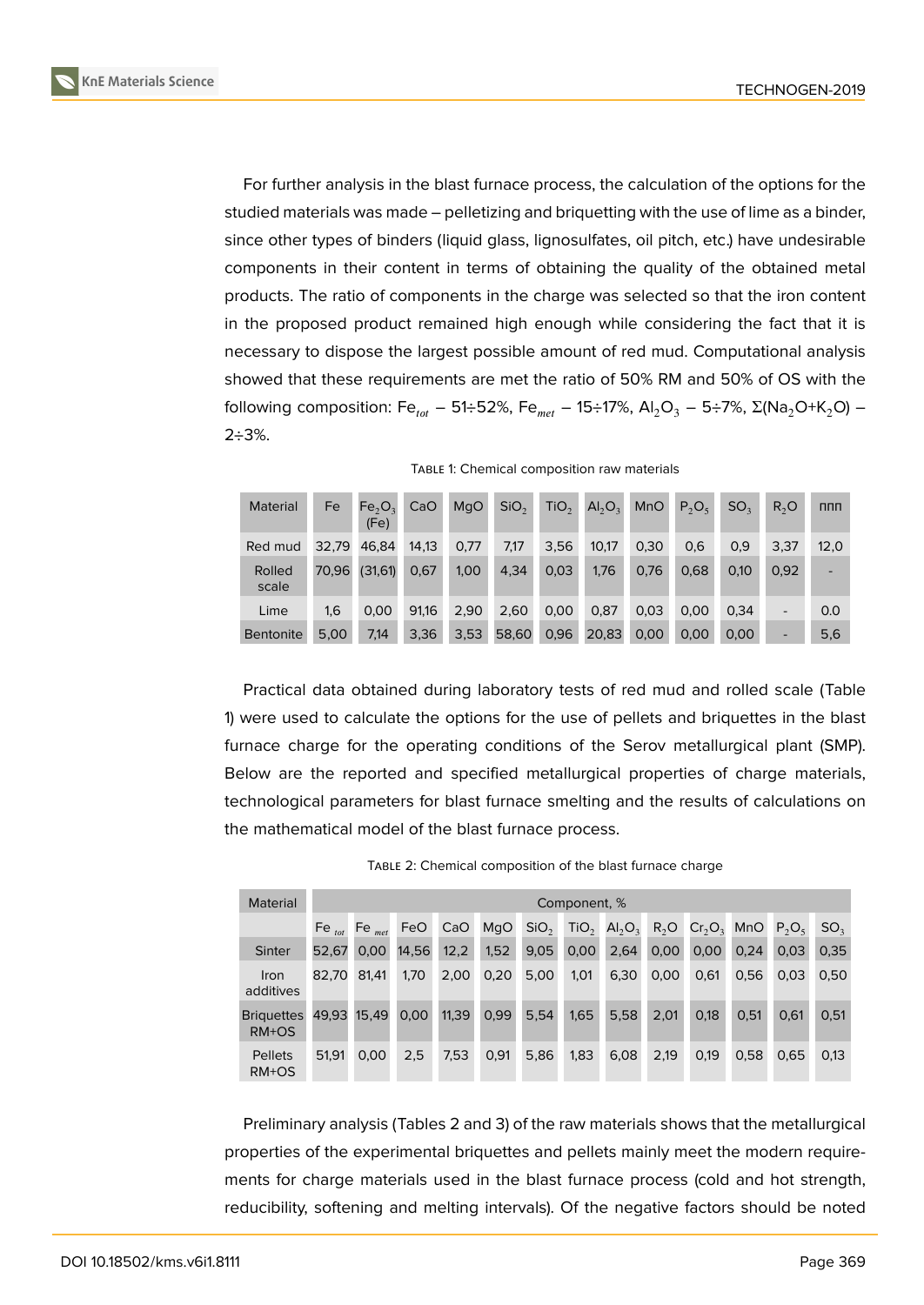For further analysis in the blast furnace process, the calculation of the options for the studied materials was made – pelletizing and briquetting with the use of lime as a binder, since other types of binders (liquid glass, lignosulfates, oil pitch, etc.) have undesirable components in their content in terms of obtaining the quality of the obtained metal products. The ratio of components in the charge was selected so that the iron content in the proposed product remained high enough while considering the fact that it is necessary to dispose the largest possible amount of red mud. Computational analysis showed that these requirements are met the ratio of 50% RM and 50% of OS with the following composition: $Fe_{tot}$ – 51÷52%, $Fe_{met}$ – 15÷17%, $Al_2O_3$ – 5÷7%, $\Sigma(Na_2O+K_2O)$ – 2÷3%.

Table 1: Chemical composition raw materials

| Material | Fe | $Fe_2O_3$ (Fe) | CaO | MgO | $SiO_2$ | $TiO_2$ | $Al_2O_3$ | MnO | $P_2O_5$ | $SO_3$ | $R_2O$ | ппп |
|---|---|---|---|---|---|---|---|---|---|---|---|---|
| Red mud | 32,79 | 46,84 | 14,13 | 0,77 | 7,17 | 3,56 | 10,17 | 0,30 | 0,6 | 0,9 | 3,37 | 12,0 |
| Rolled scale | 70,96 | (31,61) | 0,67 | 1,00 | 4,34 | 0,03 | 1,76 | 0,76 | 0,68 | 0,10 | 0,92 | - |
| Lime | 1,6 | 0,00 | 91,16 | 2,90 | 2,60 | 0,00 | 0,87 | 0,03 | 0,00 | 0,34 | - | 0.0 |
| Bentonite | 5,00 | 7,14 | 3,36 | 3,53 | 58,60 | 0,96 | 20,83 | 0,00 | 0,00 | 0,00 | - | 5,6 |

Practical data obtained during laboratory tests of red mud and rolled scale (Table 1) were used to calculate the options for the use of pellets and briquettes in the blast furnace charge for the operating conditions of the Serov metallurgical plant (SMP). Below are the reported and specified metallurgical properties of charge materials, technological parameters for blast furnace smelting and the results of calculations on the mathematical model of the blast furnace process.

Table 2: Chemical composition of the blast furnace charge

| Material | Component, % | | | | | | | | | | | | |
|---|---|---|---|---|---|---|---|---|---|---|---|---|---|
| | $Fe_{tot}$ | $Fe_{met}$ | FeO | CaO | MgO | $SiO_2$ | $TiO_2$ | $Al_2O_3$ | $R_2O$ | $Cr_2O_3$ | MnO | $P_2O_5$ | $SO_3$ |
| Sinter | 52,67 | 0,00 | 14,56 | 12,2 | 1,52 | 9,05 | 0,00 | 2,64 | 0,00 | 0,00 | 0,24 | 0,03 | 0,35 |
| Iron additives | 82,70 | 81,41 | 1,70 | 2,00 | 0,20 | 5,00 | 1,01 | 6,30 | 0,00 | 0,61 | 0,56 | 0,03 | 0,50 |
| Briquettes RM+OS | 49,93 | 15,49 | 0,00 | 11,39 | 0,99 | 5,54 | 1,65 | 5,58 | 2,01 | 0,18 | 0,51 | 0,61 | 0,51 |
| Pellets RM+OS | 51,91 | 0,00 | 2,5 | 7,53 | 0,91 | 5,86 | 1,83 | 6,08 | 2,19 | 0,19 | 0,58 | 0,65 | 0,13 |

Preliminary analysis (Tables 2 and 3) of the raw materials shows that the metallurgical properties of the experimental briquettes and pellets mainly meet the modern requirements for charge materials used in the blast furnace process (cold and hot strength, reducibility, softening and melting intervals). Of the negative factors should be noted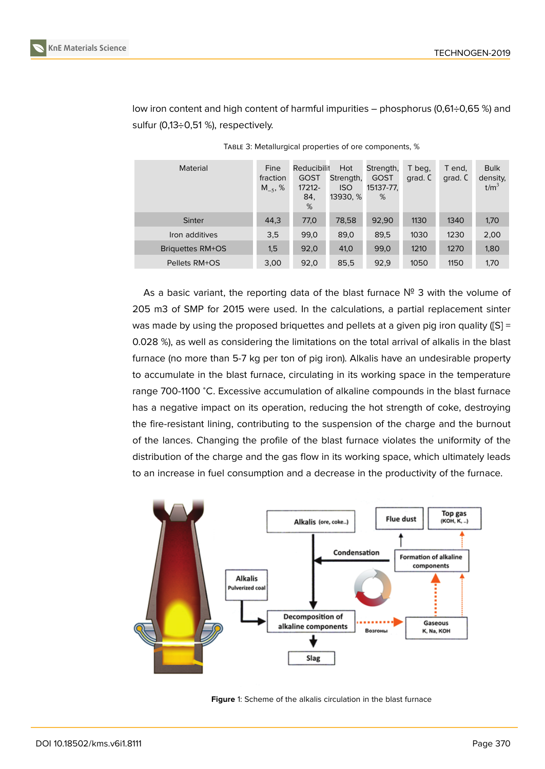low iron content and high content of harmful impurities – phosphorus (0,61÷0,65 %) and sulfur (0,13÷0,51 %), respectively.

Table 3: Metallurgical properties of ore components, %

| Material | Fine fraction $M_{-5}$, % | Reducibility GOST 17212-84, % | Hot Strength, ISO 13930, % | Strength, GOST 15137-77, % | T beg, grad. C | T end, grad. C | Bulk density, t/m$^3$ |
|---|---|---|---|---|---|---|---|
| Sinter | 44,3 | 77,0 | 78,58 | 92,90 | 1130 | 1340 | 1,70 |
| Iron additives | 3,5 | 99,0 | 89,0 | 89,5 | 1030 | 1230 | 2,00 |
| Briquettes RM+OS | 1,5 | 92,0 | 41,0 | 99,0 | 1210 | 1270 | 1,80 |
| Pellets RM+OS | 3,00 | 92,0 | 85,5 | 92,9 | 1050 | 1150 | 1,70 |

As a basic variant, the reporting data of the blast furnace № 3 with the volume of 205 m3 of SMP for 2015 were used. In the calculations, a partial replacement sinter was made by using the proposed briquettes and pellets at a given pig iron quality ([S] = 0.028 %), as well as considering the limitations on the total arrival of alkalis in the blast furnace (no more than 5-7 kg per ton of pig iron). Alkalis have an undesirable property to accumulate in the blast furnace, circulating in its working space in the temperature range 700-1100 ˚C. Excessive accumulation of alkaline compounds in the blast furnace has a negative impact on its operation, reducing the hot strength of coke, destroying the fire-resistant lining, contributing to the suspension of the charge and the burnout of the lances. Changing the profile of the blast furnace violates the uniformity of the distribution of the charge and the gas flow in its working space, which ultimately leads to an increase in fuel consumption and a decrease in the productivity of the furnace.

**Figure** 1: Scheme of the alkalis circulation in the blast furnace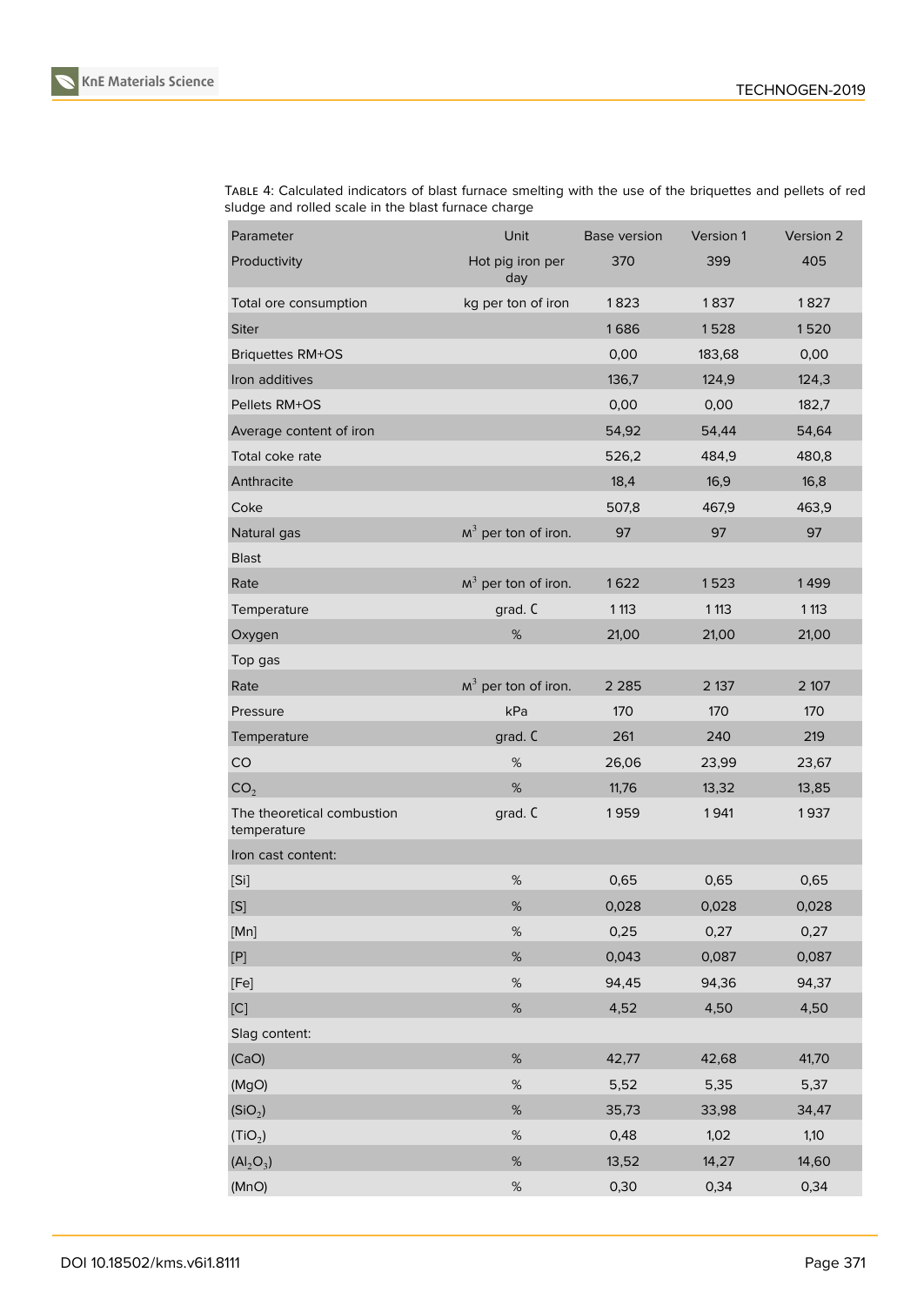Table 4: Calculated indicators of blast furnace smelting with the use of the briquettes and pellets of red sludge and rolled scale in the blast furnace charge

| Parameter | Unit | Base version | Version 1 | Version 2 |
|---|---|---|---|---|
| Productivity | Hot pig iron per day | 370 | 399 | 405 |
| Total ore consumption | kg per ton of iron | 1 823 | 1 837 | 1 827 |
| Siter | | 1 686 | 1 528 | 1 520 |
| Briquettes RM+OS | | 0,00 | 183,68 | 0,00 |
| Iron additives | | 136,7 | 124,9 | 124,3 |
| Pellets RM+OS | | 0,00 | 0,00 | 182,7 |
| Average content of iron | | 54,92 | 54,44 | 54,64 |
| Total coke rate | | 526,2 | 484,9 | 480,8 |
| Anthracite | | 18,4 | 16,9 | 16,8 |
| Coke | | 507,8 | 467,9 | 463,9 |
| Natural gas | $м^3$ per ton of iron. | 97 | 97 | 97 |
| Blast | | | | |
| Rate | $м^3$ per ton of iron. | 1 622 | 1 523 | 1 499 |
| Temperature | grad. C | 1 113 | 1 113 | 1 113 |
| Oxygen | % | 21,00 | 21,00 | 21,00 |
| Top gas | | | | |
| Rate | $м^3$ per ton of iron. | 2 285 | 2 137 | 2 107 |
| Pressure | kPa | 170 | 170 | 170 |
| Temperature | grad. C | 261 | 240 | 219 |
| CO | % | 26,06 | 23,99 | 23,67 |
| $CO_2$ | % | 11,76 | 13,32 | 13,85 |
| The theoretical combustion temperature | grad. C | 1 959 | 1 941 | 1 937 |
| Iron cast content: | | | | |
| [Si] | % | 0,65 | 0,65 | 0,65 |
| [S] | % | 0,028 | 0,028 | 0,028 |
| [Mn] | % | 0,25 | 0,27 | 0,27 |
| [P] | % | 0,043 | 0,087 | 0,087 |
| [Fe] | % | 94,45 | 94,36 | 94,37 |
| [C] | % | 4,52 | 4,50 | 4,50 |
| Slag content: | | | | |
| (CaO) | % | 42,77 | 42,68 | 41,70 |
| (MgO) | % | 5,52 | 5,35 | 5,37 |
| ($SiO_2$) | % | 35,73 | 33,98 | 34,47 |
| ($TiO_2$) | % | 0,48 | 1,02 | 1,10 |
| ($Al_2O_3$) | % | 13,52 | 14,27 | 14,60 |
| (MnO) | % | 0,30 | 0,34 | 0,34 |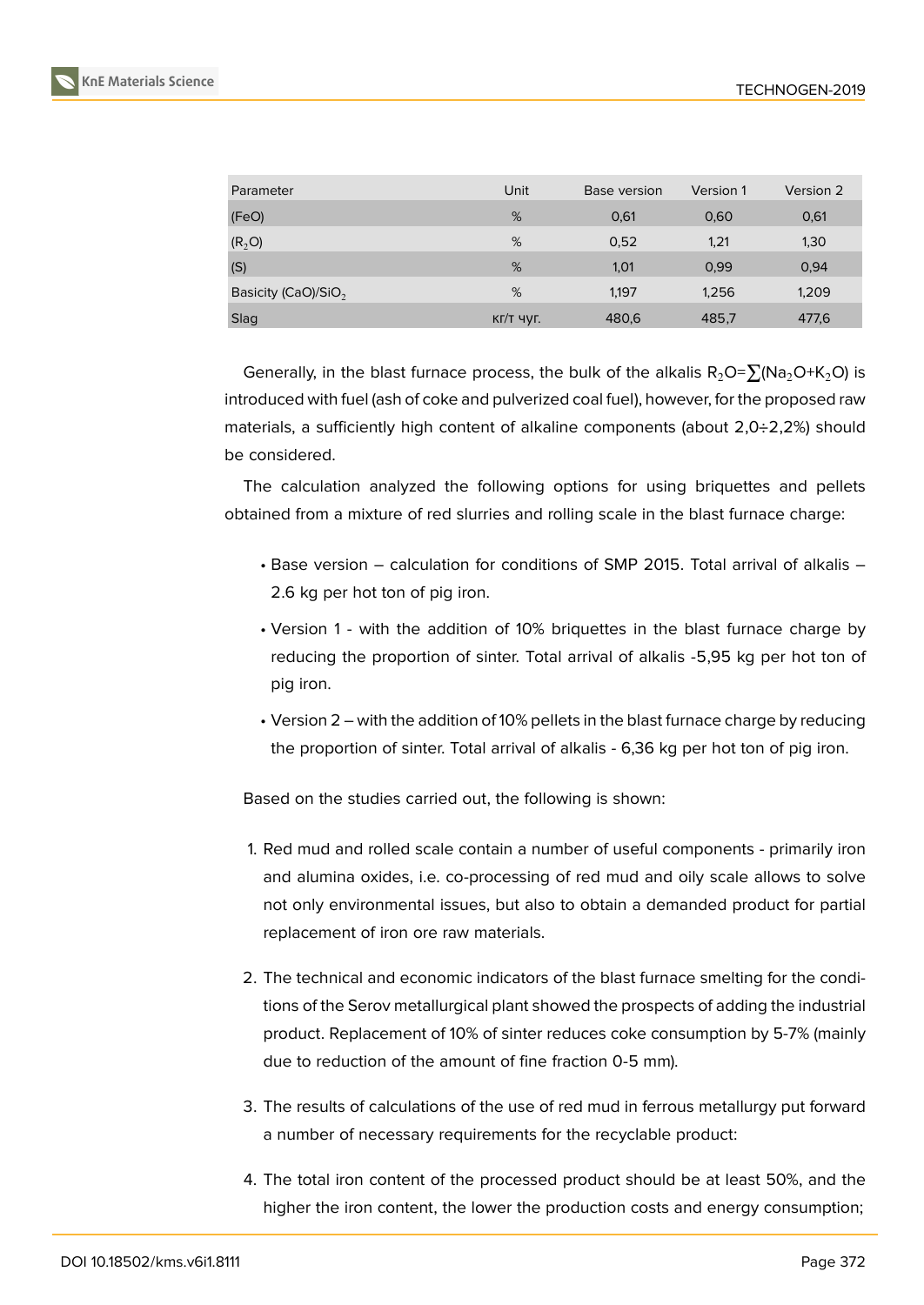| Parameter | Unit | Base version | Version 1 | Version 2 |
|---|---|---|---|---|
| (FeO) | % | 0,61 | 0,60 | 0,61 |
| ($R_2O$) | % | 0,52 | 1,21 | 1,30 |
| (S) | % | 1,01 | 0,99 | 0,94 |
| Basicity (CaO)/$SiO_2$ | % | 1,197 | 1,256 | 1,209 |
| Slag | кг/т чуг. | 480,6 | 485,7 | 477,6 |

Generally, in the blast furnace process, the bulk of the alkalis $R_2O=\sum(Na_2O+K_2O)$ is introduced with fuel (ash of coke and pulverized coal fuel), however, for the proposed raw materials, a sufficiently high content of alkaline components (about 2,0÷2,2%) should be considered.

The calculation analyzed the following options for using briquettes and pellets obtained from a mixture of red slurries and rolling scale in the blast furnace charge:

- Base version – calculation for conditions of SMP 2015. Total arrival of alkalis – 2.6 kg per hot ton of pig iron.
- Version 1 - with the addition of 10% briquettes in the blast furnace charge by reducing the proportion of sinter. Total arrival of alkalis -5,95 kg per hot ton of pig iron.
- Version 2 – with the addition of 10% pellets in the blast furnace charge by reducing the proportion of sinter. Total arrival of alkalis - 6,36 kg per hot ton of pig iron.

Based on the studies carried out, the following is shown:

1. Red mud and rolled scale contain a number of useful components - primarily iron and alumina oxides, i.e. co-processing of red mud and oily scale allows to solve not only environmental issues, but also to obtain a demanded product for partial replacement of iron ore raw materials.
2. The technical and economic indicators of the blast furnace smelting for the conditions of the Serov metallurgical plant showed the prospects of adding the industrial product. Replacement of 10% of sinter reduces coke consumption by 5-7% (mainly due to reduction of the amount of fine fraction 0-5 mm).
3. The results of calculations of the use of red mud in ferrous metallurgy put forward a number of necessary requirements for the recyclable product:
4. The total iron content of the processed product should be at least 50%, and the higher the iron content, the lower the production costs and energy consumption;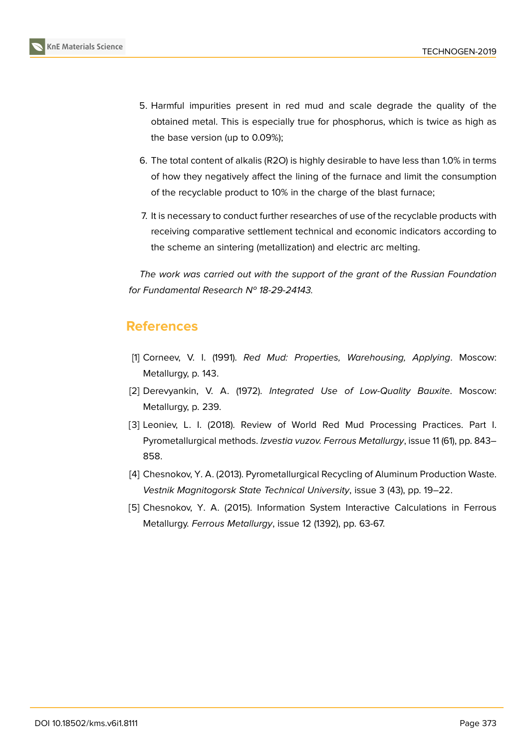5. Harmful impurities present in red mud and scale degrade the quality of the obtained metal. This is especially true for phosphorus, which is twice as high as the base version (up to 0.09%);

6. The total content of alkalis (R2O) is highly desirable to have less than 1.0% in terms of how they negatively affect the lining of the furnace and limit the consumption of the recyclable product to 10% in the charge of the blast furnace;

7. It is necessary to conduct further researches of use of the recyclable products with receiving comparative settlement technical and economic indicators according to the scheme an sintering (metallization) and electric arc melting.

*The work was carried out with the support of the grant of the Russian Foundation for Fundamental Research Nº 18-29-24143.*

## References

[1] Corneev, V. I. (1991). *Red Mud: Properties, Warehousing, Applying*. Moscow: Metallurgy, p. 143.

[2] Derevyankin, V. A. (1972). *Integrated Use of Low-Quality Bauxite*. Moscow: Metallurgy, p. 239.

[3] Leoniev, L. I. (2018). Review of World Red Mud Processing Practices. Part I. Pyrometallurgical methods. *Izvestia vuzov. Ferrous Metallurgy*, issue 11 (61), pp. 843–858.

[4] Chesnokov, Y. A. (2013). Pyrometallurgical Recycling of Aluminum Production Waste. *Vestnik Magnitogorsk State Technical University*, issue 3 (43), pp. 19–22.

[5] Chesnokov, Y. A. (2015). Information System Interactive Calculations in Ferrous Metallurgy. *Ferrous Metallurgy*, issue 12 (1392), pp. 63-67.